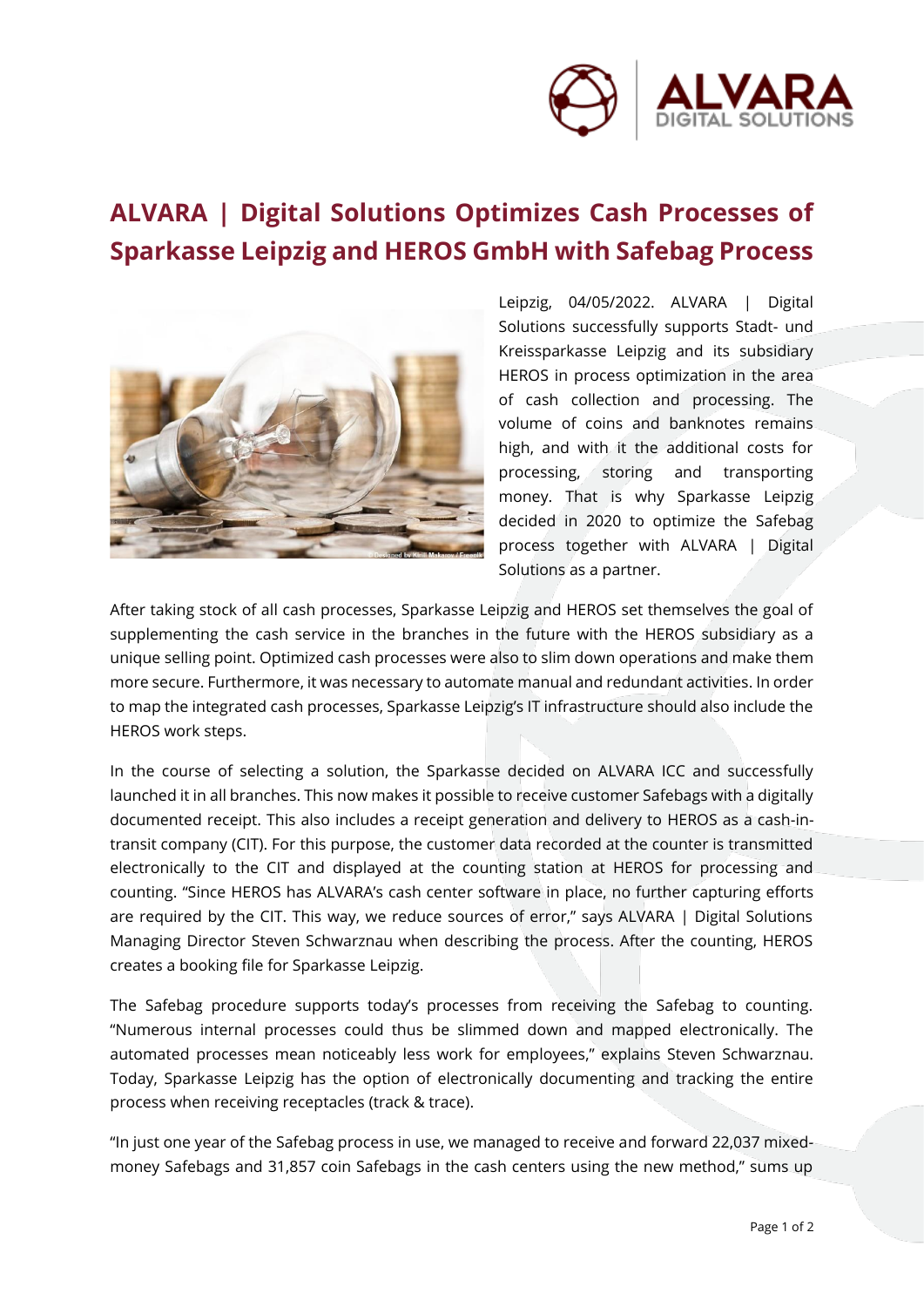# ALVARA | Digital Solutions Optimizes Cash Processes of Sparkasse Leipzig and HEROS GmbH with Safebag Process

Leipzig, 04/05/2022. ALVARA | Digital Solutions successfully supports Stadt- und Kreissparkasse Leipzig and its subsidiary HEROS in process optimization in the area of cash collection and processing. The volume of coins and banknotes remains high, and with it the additional costs for processing, storing and transporting money. That is why Sparkasse Leipzig decided in 2020 to optimize the Safebag process together with ALVARA | Digital Solutions as a partner.

After taking stock of all cash processes, Sparkasse Leipzig and HEROS set themselves the goal of supplementing the cash service in the branches in the future with the HEROS subsidiary as a unique selling point. Optimized cash processes were also to slim down operations and make them more secure. Furthermore, it was necessary to automate manual and redundant activities. In order to map the integrated cash processes, Sparkasse Leipzig's IT infrastructure should also include the HEROS work steps.

In the course of selecting a solution, the Sparkasse decided on ALVARA ICC and successfully launched it in all branches. This now makes it possible to receive customer Safebags with a digitally documented receipt. This also includes a receipt generation and delivery to HEROS as a cash-in-transit company (CIT). For this purpose, the customer data recorded at the counter is transmitted electronically to the CIT and displayed at the counting station at HEROS for processing and counting. "Since HEROS has ALVARA's cash center software in place, no further capturing efforts are required by the CIT. This way, we reduce sources of error," says ALVARA | Digital Solutions Managing Director Steven Schwarznau when describing the process. After the counting, HEROS creates a booking file for Sparkasse Leipzig.

The Safebag procedure supports today's processes from receiving the Safebag to counting. "Numerous internal processes could thus be slimmed down and mapped electronically. The automated processes mean noticeably less work for employees," explains Steven Schwarznau. Today, Sparkasse Leipzig has the option of electronically documenting and tracking the entire process when receiving receptacles (track & trace).

"In just one year of the Safebag process in use, we managed to receive and forward 22,037 mixed-money Safebags and 31,857 coin Safebags in the cash centers using the new method," sums up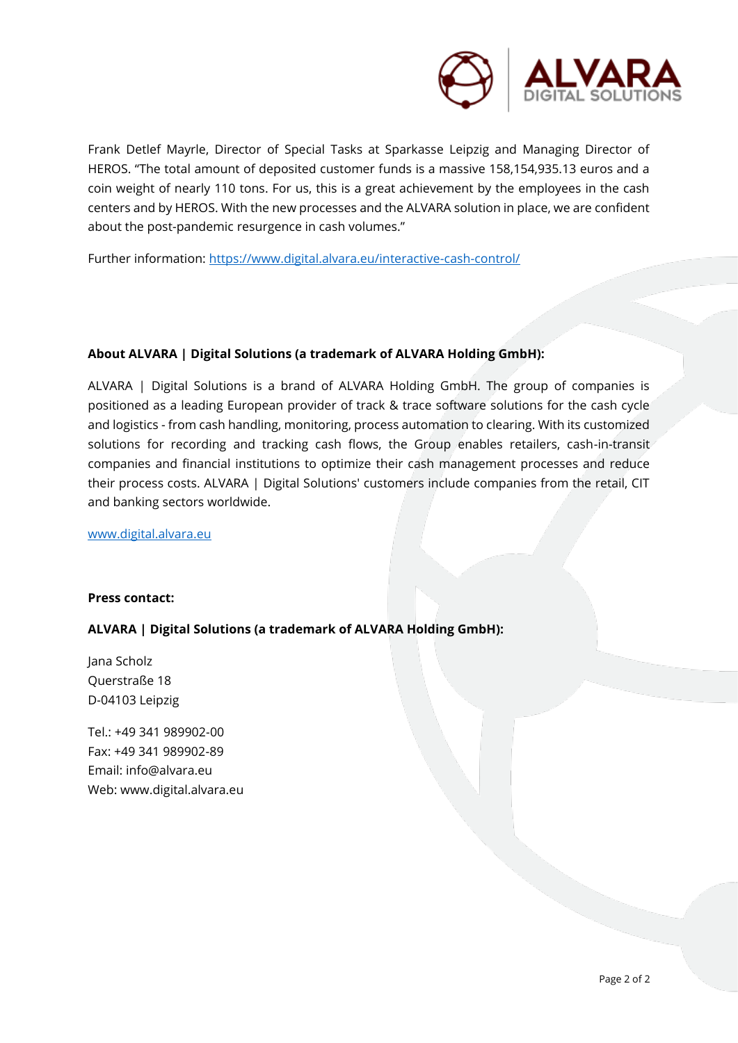Frank Detlef Mayrle, Director of Special Tasks at Sparkasse Leipzig and Managing Director of HEROS. "The total amount of deposited customer funds is a massive 158,154,935.13 euros and a coin weight of nearly 110 tons. For us, this is a great achievement by the employees in the cash centers and by HEROS. With the new processes and the ALVARA solution in place, we are confident about the post-pandemic resurgence in cash volumes."

Further information: https://www.digital.alvara.eu/interactive-cash-control/

**About ALVARA | Digital Solutions (a trademark of ALVARA Holding GmbH):**

ALVARA | Digital Solutions is a brand of ALVARA Holding GmbH. The group of companies is positioned as a leading European provider of track & trace software solutions for the cash cycle and logistics - from cash handling, monitoring, process automation to clearing. With its customized solutions for recording and tracking cash flows, the Group enables retailers, cash-in-transit companies and financial institutions to optimize their cash management processes and reduce their process costs. ALVARA | Digital Solutions' customers include companies from the retail, CIT and banking sectors worldwide.

www.digital.alvara.eu

**Press contact:**

**ALVARA | Digital Solutions (a trademark of ALVARA Holding GmbH):**

Jana Scholz
Querstraße 18
D-04103 Leipzig

Tel.: +49 341 989902-00
Fax: +49 341 989902-89
Email: info@alvara.eu
Web: www.digital.alvara.eu